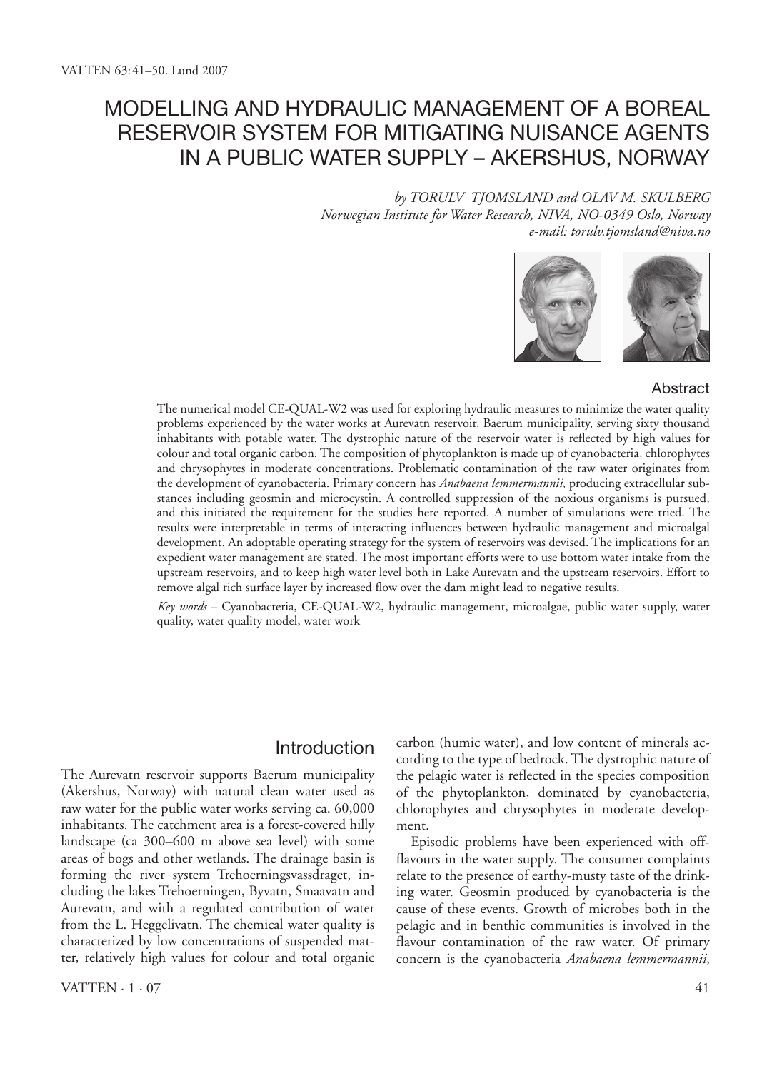# MODELLING AND HYDRAULIC MANAGEMENT OF A BOREAL RESERVOIR SYSTEM FOR MITIGATING NUISANCE AGENTS IN A PUBLIC WATER SUPPLY – AKERSHUS, NORWAY

*by TORULV TJOMSLAND and OLAV M. SKULBERG*
*Norwegian Institute for Water Research, NIVA, NO-0349 Oslo, Norway*
*e-mail: torulv.tjomsland@niva.no*

## Abstract

The numerical model CE-QUAL-W2 was used for exploring hydraulic measures to minimize the water quality problems experienced by the water works at Aurevatn reservoir, Baerum municipality, serving sixty thousand inhabitants with potable water. The dystrophic nature of the reservoir water is reflected by high values for colour and total organic carbon. The composition of phytoplankton is made up of cyanobacteria, chlorophytes and chrysophytes in moderate concentrations. Problematic contamination of the raw water originates from the development of cyanobacteria. Primary concern has *Anabaena lemmermannii*, producing extracellular substances including geosmin and microcystin. A controlled suppression of the noxious organisms is pursued, and this initiated the requirement for the studies here reported. A number of simulations were tried. The results were interpretable in terms of interacting influences between hydraulic management and microalgal development. An adoptable operating strategy for the system of reservoirs was devised. The implications for an expedient water management are stated. The most important efforts were to use bottom water intake from the upstream reservoirs, and to keep high water level both in Lake Aurevatn and the upstream reservoirs. Effort to remove algal rich surface layer by increased flow over the dam might lead to negative results.

*Key words* – Cyanobacteria, CE-QUAL-W2, hydraulic management, microalgae, public water supply, water quality, water quality model, water work

## Introduction

The Aurevatn reservoir supports Baerum municipality (Akershus, Norway) with natural clean water used as raw water for the public water works serving ca. 60,000 inhabitants. The catchment area is a forest-covered hilly landscape (ca 300–600 m above sea level) with some areas of bogs and other wetlands. The drainage basin is forming the river system Trehoerningsvassdraget, including the lakes Trehoerningen, Byvatn, Smaavatn and Aurevatn, and with a regulated contribution of water from the L. Heggelivatn. The chemical water quality is characterized by low concentrations of suspended matter, relatively high values for colour and total organic carbon (humic water), and low content of minerals according to the type of bedrock. The dystrophic nature of the pelagic water is reflected in the species composition of the phytoplankton, dominated by cyanobacteria, chlorophytes and chrysophytes in moderate development.

Episodic problems have been experienced with off-flavours in the water supply. The consumer complaints relate to the presence of earthy-musty taste of the drinking water. Geosmin produced by cyanobacteria is the cause of these events. Growth of microbes both in the pelagic and in benthic communities is involved in the flavour contamination of the raw water. Of primary concern is the cyanobacteria *Anabaena lemmermannii*,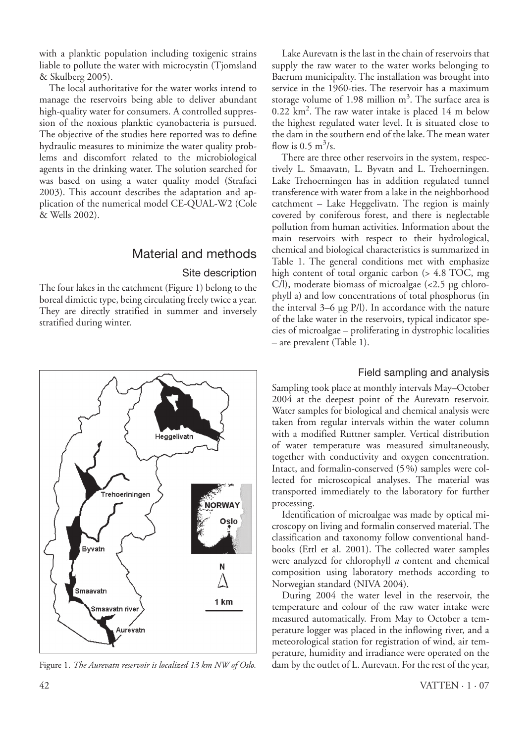with a planktic population including toxigenic strains liable to pollute the water with microcystin (Tjomsland & Skulberg 2005).

The local authoritative for the water works intend to manage the reservoirs being able to deliver abundant high-quality water for consumers. A controlled suppression of the noxious planktic cyanobacteria is pursued. The objective of the studies here reported was to define hydraulic measures to minimize the water quality problems and discomfort related to the microbiological agents in the drinking water. The solution searched for was based on using a water quality model (Strafaci 2003). This account describes the adaptation and application of the numerical model CE-QUAL-W2 (Cole & Wells 2002).

## Material and methods

### Site description

The four lakes in the catchment (Figure 1) belong to the boreal dimictic type, being circulating freely twice a year. They are directly stratified in summer and inversely stratified during winter.

Figure 1. *The Aurevatn reservoir is localized 13 km NW of Oslo.*

Lake Aurevatn is the last in the chain of reservoirs that supply the raw water to the water works belonging to Baerum municipality. The installation was brought into service in the 1960-ties. The reservoir has a maximum storage volume of 1.98 million $m^3$. The surface area is 0.22 $km^2$. The raw water intake is placed 14 m below the highest regulated water level. It is situated close to the dam in the southern end of the lake. The mean water flow is 0.5 $m^3/s$.

There are three other reservoirs in the system, respectively L. Smaavatn, L. Byvatn and L. Trehoerningen. Lake Trehoerningen has in addition regulated tunnel transference with water from a lake in the neighborhood catchment – Lake Heggelivatn. The region is mainly covered by coniferous forest, and there is neglectable pollution from human activities. Information about the main reservoirs with respect to their hydrological, chemical and biological characteristics is summarized in Table 1. The general conditions met with emphasize high content of total organic carbon (> 4.8 TOC, mg C/l), moderate biomass of microalgae (<2.5 µg chlorophyll a) and low concentrations of total phosphorus (in the interval 3–6 µg P/l). In accordance with the nature of the lake water in the reservoirs, typical indicator species of microalgae – proliferating in dystrophic localities – are prevalent (Table 1).

### Field sampling and analysis

Sampling took place at monthly intervals May–October 2004 at the deepest point of the Aurevatn reservoir. Water samples for biological and chemical analysis were taken from regular intervals within the water column with a modified Ruttner sampler. Vertical distribution of water temperature was measured simultaneously, together with conductivity and oxygen concentration. Intact, and formalin-conserved (5%) samples were collected for microscopical analyses. The material was transported immediately to the laboratory for further processing.

Identification of microalgae was made by optical microscopy on living and formalin conserved material. The classification and taxonomy follow conventional handbooks (Ettl et al. 2001). The collected water samples were analyzed for chlorophyll *a* content and chemical composition using laboratory methods according to Norwegian standard (NIVA 2004).

During 2004 the water level in the reservoir, the temperature and colour of the raw water intake were measured automatically. From May to October a temperature logger was placed in the inflowing river, and a meteorological station for registration of wind, air temperature, humidity and irradiance were operated on the dam by the outlet of L. Aurevatn. For the rest of the year,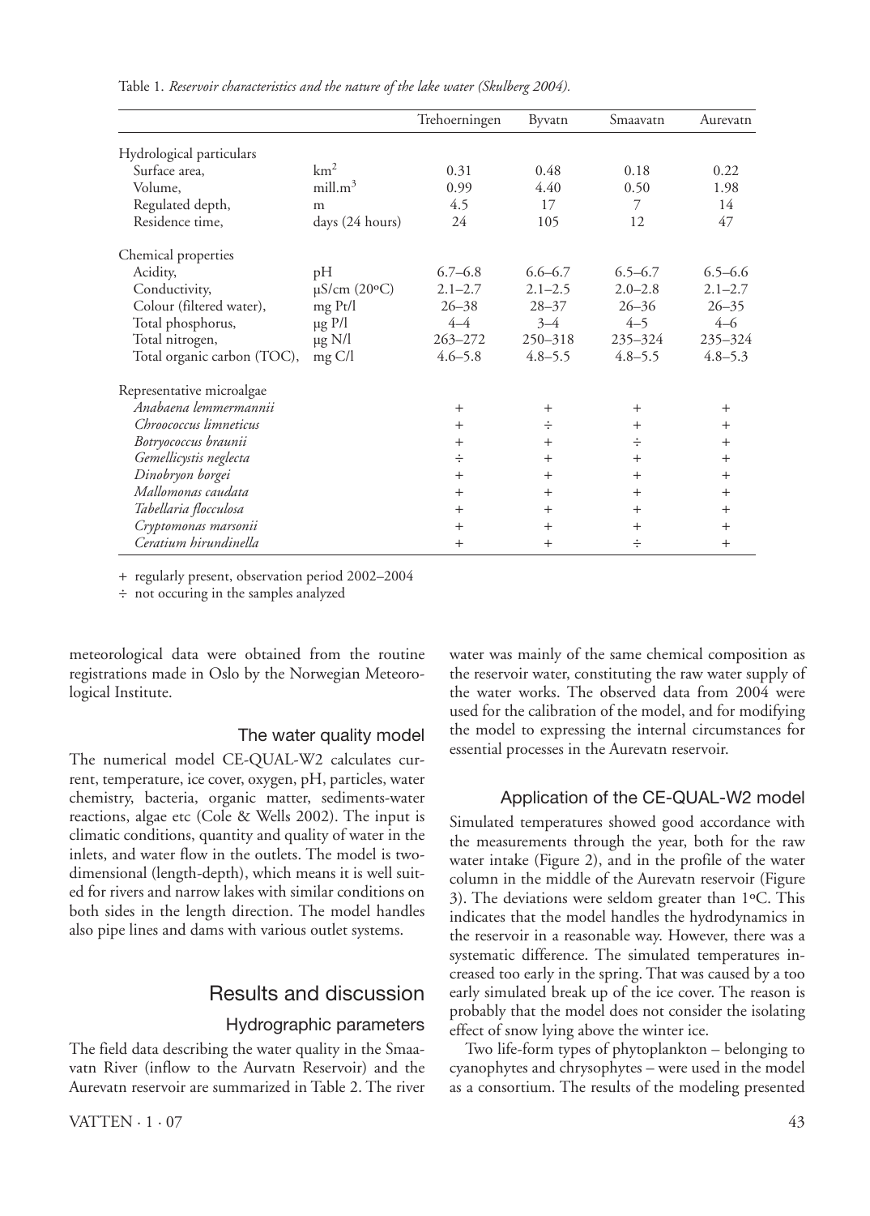Table 1. *Reservoir characteristics and the nature of the lake water (Skulberg 2004).*

| | | Trehoerningen | Byvatn | Smaavatn | Aurevatn |
|---|---|---|---|---|---|
| Hydrological particulars | | | | | |
| Surface area, | km$^2$ | 0.31 | 0.48 | 0.18 | 0.22 |
| Volume, | mill.m$^3$ | 0.99 | 4.40 | 0.50 | 1.98 |
| Regulated depth, | m | 4.5 | 17 | 7 | 14 |
| Residence time, | days (24 hours) | 24 | 105 | 12 | 47 |
| Chemical properties | | | | | |
| Acidity, | pH | 6.7–6.8 | 6.6–6.7 | 6.5–6.7 | 6.5–6.6 |
| Conductivity, | µS/cm (20°C) | 2.1–2.7 | 2.1–2.5 | 2.0–2.8 | 2.1–2.7 |
| Colour (filtered water), | mg Pt/l | 26–38 | 28–37 | 26–36 | 26–35 |
| Total phosphorus, | µg P/l | 4–4 | 3–4 | 4–5 | 4–6 |
| Total nitrogen, | µg N/l | 263–272 | 250–318 | 235–324 | 235–324 |
| Total organic carbon (TOC), | mg C/l | 4.6–5.8 | 4.8–5.5 | 4.8–5.5 | 4.8–5.3 |
| Representative microalgae | | | | | |
| *Anabaena lemmermannii* | | + | + | + | + |
| *Chroococcus limneticus* | | + | ÷ | + | + |
| *Botryococcus braunii* | | + | + | ÷ | + |
| *Gemellicystis neglecta* | | ÷ | + | + | + |
| *Dinobryon borgei* | | + | + | + | + |
| *Mallomonas caudata* | | + | + | + | + |
| *Tabellaria flocculosa* | | + | + | + | + |
| *Cryptomonas marsonii* | | + | + | + | + |
| *Ceratium hirundinella* | | + | + | ÷ | + |

+ regularly present, observation period 2002–2004

÷ not occuring in the samples analyzed

meteorological data were obtained from the routine registrations made in Oslo by the Norwegian Meteorological Institute.

### The water quality model

The numerical model CE-QUAL-W2 calculates current, temperature, ice cover, oxygen, pH, particles, water chemistry, bacteria, organic matter, sediments-water reactions, algae etc (Cole & Wells 2002). The input is climatic conditions, quantity and quality of water in the inlets, and water flow in the outlets. The model is two-dimensional (length-depth), which means it is well suited for rivers and narrow lakes with similar conditions on both sides in the length direction. The model handles also pipe lines and dams with various outlet systems.

## Results and discussion

### Hydrographic parameters

The field data describing the water quality in the Smaavatn River (inflow to the Aurvatn Reservoir) and the Aurevatn reservoir are summarized in Table 2. The river water was mainly of the same chemical composition as the reservoir water, constituting the raw water supply of the water works. The observed data from 2004 were used for the calibration of the model, and for modifying the model to expressing the internal circumstances for essential processes in the Aurevatn reservoir.

### Application of the CE-QUAL-W2 model

Simulated temperatures showed good accordance with the measurements through the year, both for the raw water intake (Figure 2), and in the profile of the water column in the middle of the Aurevatn reservoir (Figure 3). The deviations were seldom greater than 1°C. This indicates that the model handles the hydrodynamics in the reservoir in a reasonable way. However, there was a systematic difference. The simulated temperatures increased too early in the spring. That was caused by a too early simulated break up of the ice cover. The reason is probably that the model does not consider the isolating effect of snow lying above the winter ice.

Two life-form types of phytoplankton – belonging to cyanophytes and chrysophytes – were used in the model as a consortium. The results of the modeling presented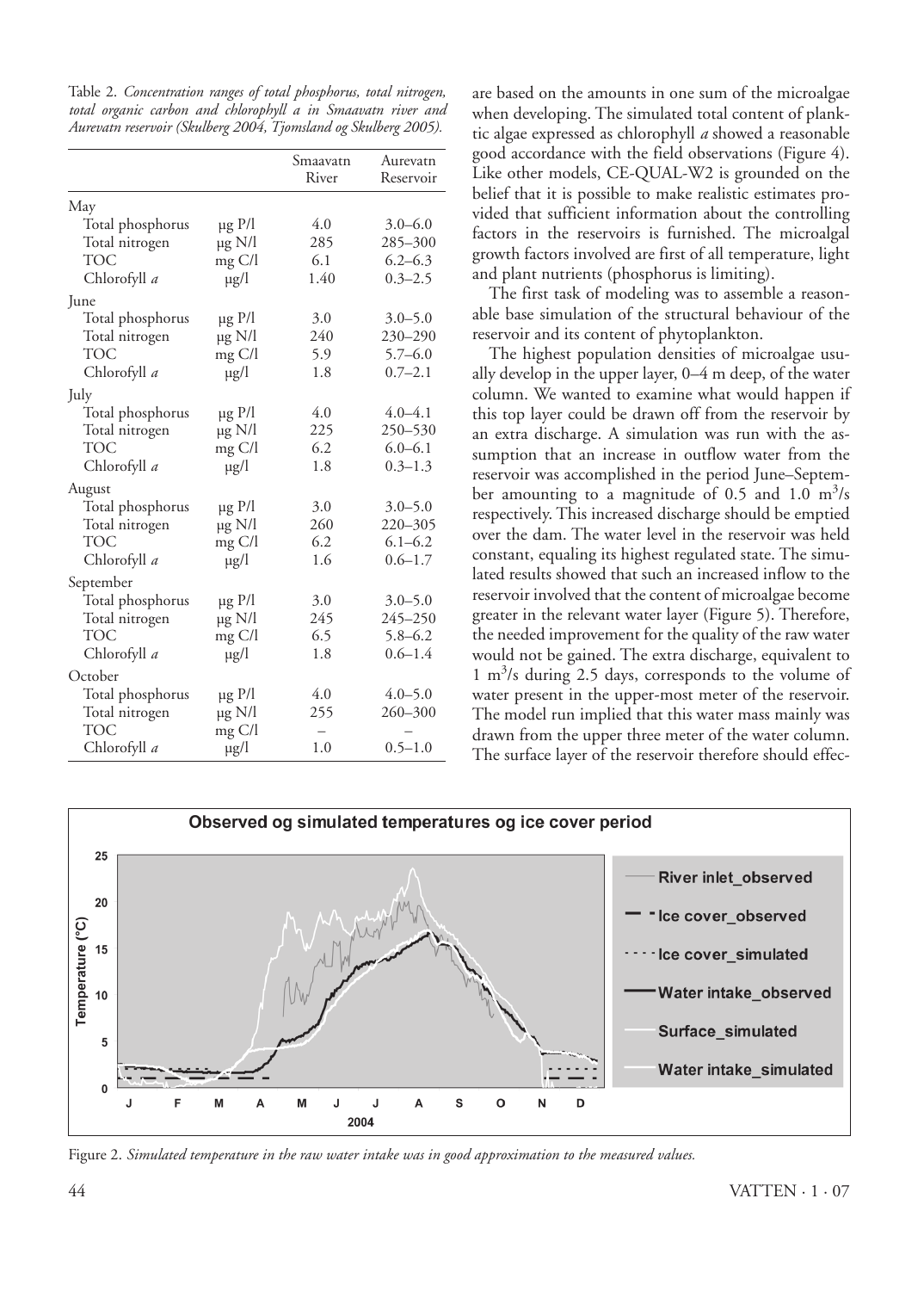Table 2. *Concentration ranges of total phosphorus, total nitrogen, total organic carbon and chlorophyll a in Smaavatn river and Aurevatn reservoir (Skulberg 2004, Tjomsland og Skulberg 2005).*

| | | Smaavatn River | Aurevatn Reservoir |
|---|---|---|---|
| May | | | |
| Total phosphorus | µg P/l | 4.0 | 3.0–6.0 |
| Total nitrogen | µg N/l | 285 | 285–300 |
| TOC | mg C/l | 6.1 | 6.2–6.3 |
| Chlorofyll *a* | µg/l | 1.40 | 0.3–2.5 |
| June | | | |
| Total phosphorus | µg P/l | 3.0 | 3.0–5.0 |
| Total nitrogen | µg N/l | 240 | 230–290 |
| TOC | mg C/l | 5.9 | 5.7–6.0 |
| Chlorofyll *a* | µg/l | 1.8 | 0.7–2.1 |
| July | | | |
| Total phosphorus | µg P/l | 4.0 | 4.0–4.1 |
| Total nitrogen | µg N/l | 225 | 250–530 |
| TOC | mg C/l | 6.2 | 6.0–6.1 |
| Chlorofyll *a* | µg/l | 1.8 | 0.3–1.3 |
| August | | | |
| Total phosphorus | µg P/l | 3.0 | 3.0–5.0 |
| Total nitrogen | µg N/l | 260 | 220–305 |
| TOC | mg C/l | 6.2 | 6.1–6.2 |
| Chlorofyll *a* | µg/l | 1.6 | 0.6–1.7 |
| September | | | |
| Total phosphorus | µg P/l | 3.0 | 3.0–5.0 |
| Total nitrogen | µg N/l | 245 | 245–250 |
| TOC | mg C/l | 6.5 | 5.8–6.2 |
| Chlorofyll *a* | µg/l | 1.8 | 0.6–1.4 |
| October | | | |
| Total phosphorus | µg P/l | 4.0 | 4.0–5.0 |
| Total nitrogen | µg N/l | 255 | 260–300 |
| TOC | mg C/l | – | – |
| Chlorofyll *a* | µg/l | 1.0 | 0.5–1.0 |

are based on the amounts in one sum of the microalgae when developing. The simulated total content of planktic algae expressed as chlorophyll *a* showed a reasonable good accordance with the field observations (Figure 4). Like other models, CE-QUAL-W2 is grounded on the belief that it is possible to make realistic estimates provided that sufficient information about the controlling factors in the reservoirs is furnished. The microalgal growth factors involved are first of all temperature, light and plant nutrients (phosphorus is limiting).

The first task of modeling was to assemble a reasonable base simulation of the structural behaviour of the reservoir and its content of phytoplankton.

The highest population densities of microalgae usually develop in the upper layer, 0–4 m deep, of the water column. We wanted to examine what would happen if this top layer could be drawn off from the reservoir by an extra discharge. A simulation was run with the assumption that an increase in outflow water from the reservoir was accomplished in the period June–September amounting to a magnitude of 0.5 and 1.0 $m^3/s$ respectively. This increased discharge should be emptied over the dam. The water level in the reservoir was held constant, equaling its highest regulated state. The simulated results showed that such an increased inflow to the reservoir involved that the content of microalgae become greater in the relevant water layer (Figure 5). Therefore, the needed improvement for the quality of the raw water would not be gained. The extra discharge, equivalent to 1 $m^3/s$ during 2.5 days, corresponds to the volume of water present in the upper-most meter of the reservoir. The model run implied that this water mass mainly was drawn from the upper three meter of the water column. The surface layer of the reservoir therefore should effec-

Figure 2. *Simulated temperature in the raw water intake was in good approximation to the measured values.*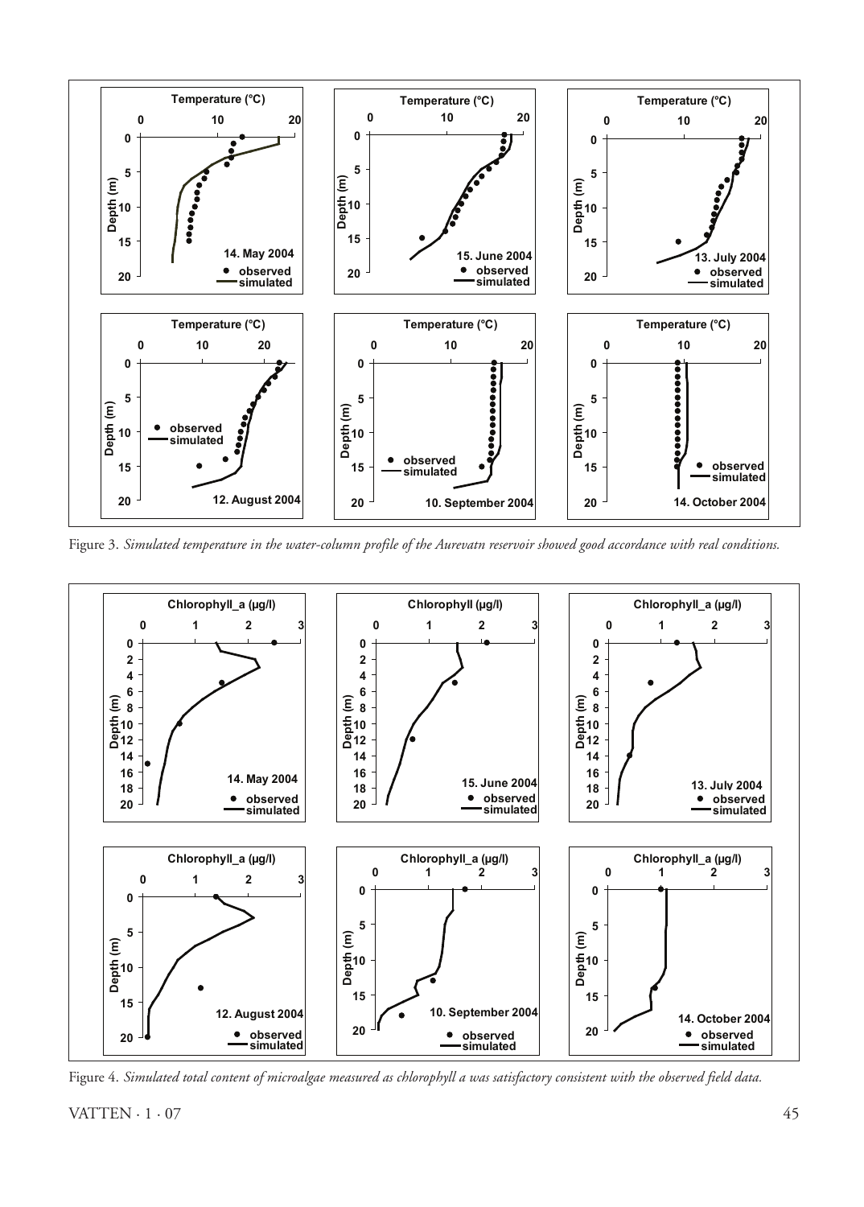Figure 3. *Simulated temperature in the water-column profile of the Aurevatn reservoir showed good accordance with real conditions.*

Figure 4. *Simulated total content of microalgae measured as chlorophyll a was satisfactory consistent with the observed field data.*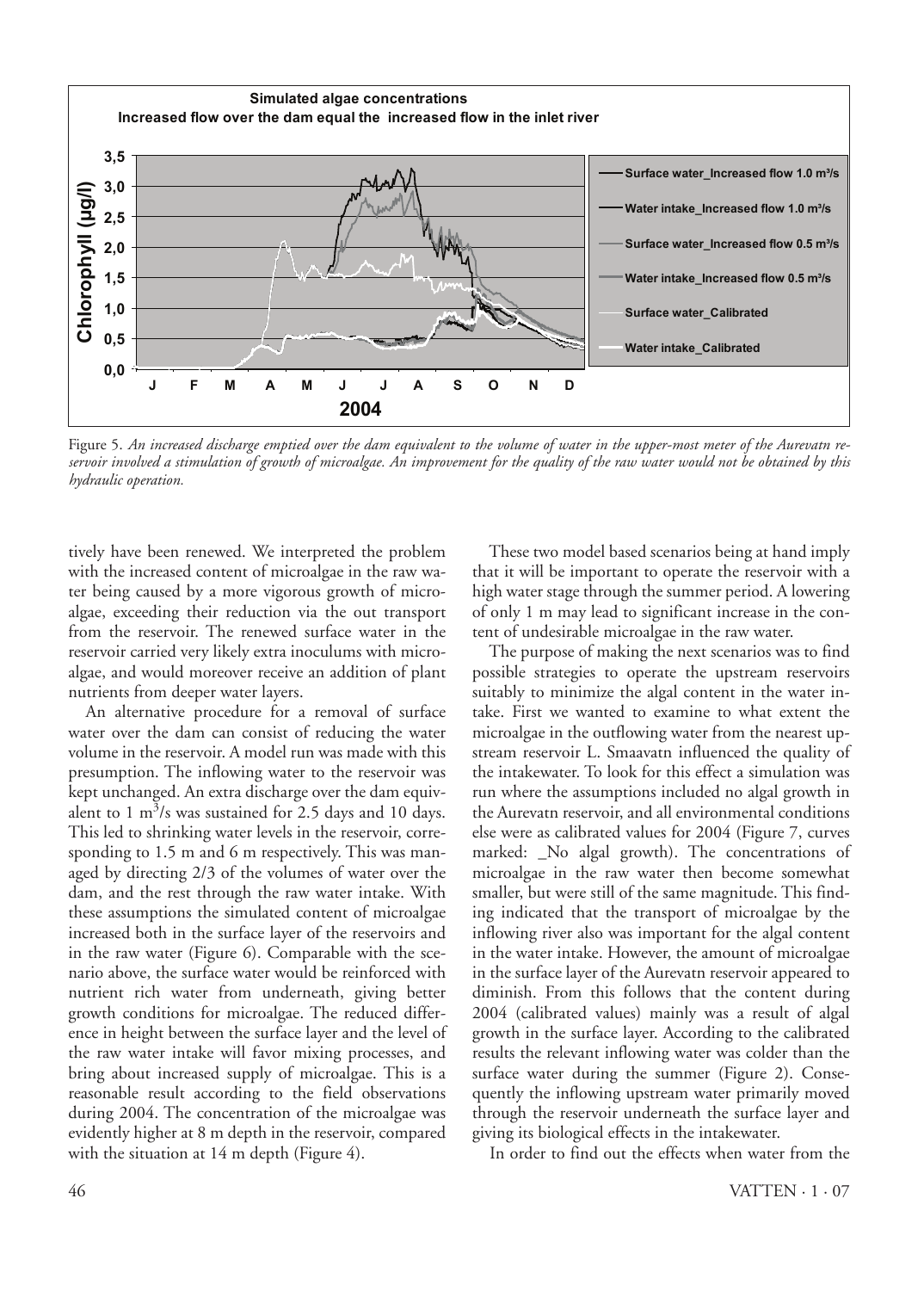Figure 5. *An increased discharge emptied over the dam equivalent to the volume of water in the upper-most meter of the Aurevatn reservoir involved a stimulation of growth of microalgae. An improvement for the quality of the raw water would not be obtained by this hydraulic operation.*

tively have been renewed. We interpreted the problem with the increased content of microalgae in the raw water being caused by a more vigorous growth of microalgae, exceeding their reduction via the out transport from the reservoir. The renewed surface water in the reservoir carried very likely extra inoculums with microalgae, and would moreover receive an addition of plant nutrients from deeper water layers.

An alternative procedure for a removal of surface water over the dam can consist of reducing the water volume in the reservoir. A model run was made with this presumption. The inflowing water to the reservoir was kept unchanged. An extra discharge over the dam equivalent to 1 $m^3$/s was sustained for 2.5 days and 10 days. This led to shrinking water levels in the reservoir, corresponding to 1.5 m and 6 m respectively. This was managed by directing 2/3 of the volumes of water over the dam, and the rest through the raw water intake. With these assumptions the simulated content of microalgae increased both in the surface layer of the reservoirs and in the raw water (Figure 6). Comparable with the scenario above, the surface water would be reinforced with nutrient rich water from underneath, giving better growth conditions for microalgae. The reduced difference in height between the surface layer and the level of the raw water intake will favor mixing processes, and bring about increased supply of microalgae. This is a reasonable result according to the field observations during 2004. The concentration of the microalgae was evidently higher at 8 m depth in the reservoir, compared with the situation at 14 m depth (Figure 4).

These two model based scenarios being at hand imply that it will be important to operate the reservoir with a high water stage through the summer period. A lowering of only 1 m may lead to significant increase in the content of undesirable microalgae in the raw water.

The purpose of making the next scenarios was to find possible strategies to operate the upstream reservoirs suitably to minimize the algal content in the water intake. First we wanted to examine to what extent the microalgae in the outflowing water from the nearest upstream reservoir L. Smaavatn influenced the quality of the intakewater. To look for this effect a simulation was run where the assumptions included no algal growth in the Aurevatn reservoir, and all environmental conditions else were as calibrated values for 2004 (Figure 7, curves marked: _No algal growth). The concentrations of microalgae in the raw water then become somewhat smaller, but were still of the same magnitude. This finding indicated that the transport of microalgae by the inflowing river also was important for the algal content in the water intake. However, the amount of microalgae in the surface layer of the Aurevatn reservoir appeared to diminish. From this follows that the content during 2004 (calibrated values) mainly was a result of algal growth in the surface layer. According to the calibrated results the relevant inflowing water was colder than the surface water during the summer (Figure 2). Consequently the inflowing upstream water primarily moved through the reservoir underneath the surface layer and giving its biological effects in the intakewater.

In order to find out the effects when water from the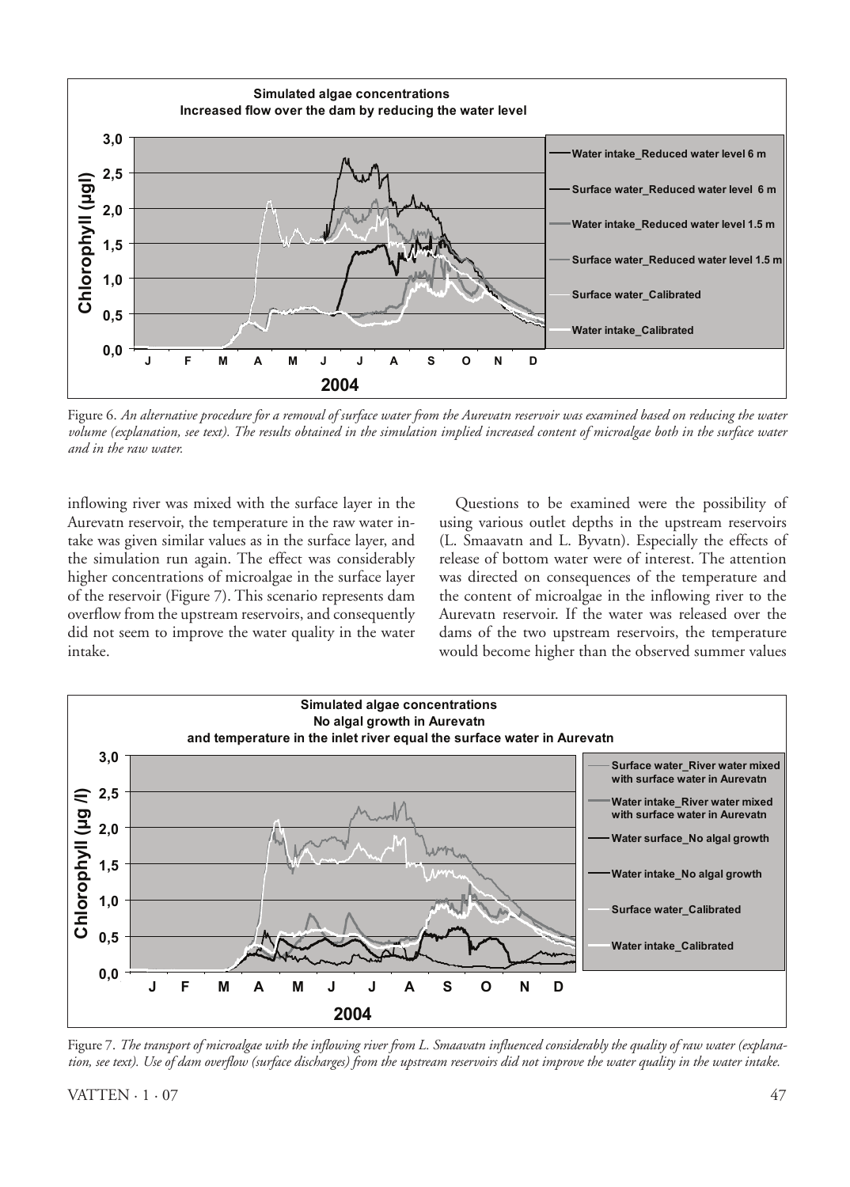Figure 6. *An alternative procedure for a removal of surface water from the Aurevatn reservoir was examined based on reducing the water volume (explanation, see text). The results obtained in the simulation implied increased content of microalgae both in the surface water and in the raw water.*

inflowing river was mixed with the surface layer in the Aurevatn reservoir, the temperature in the raw water intake was given similar values as in the surface layer, and the simulation run again. The effect was considerably higher concentrations of microalgae in the surface layer of the reservoir (Figure 7). This scenario represents dam overflow from the upstream reservoirs, and consequently did not seem to improve the water quality in the water intake.

Questions to be examined were the possibility of using various outlet depths in the upstream reservoirs (L. Smaavatn and L. Byvatn). Especially the effects of release of bottom water were of interest. The attention was directed on consequences of the temperature and the content of microalgae in the inflowing river to the Aurevatn reservoir. If the water was released over the dams of the two upstream reservoirs, the temperature would become higher than the observed summer values

Figure 7. *The transport of microalgae with the inflowing river from L. Smaavatn influenced considerably the quality of raw water (explanation, see text). Use of dam overflow (surface discharges) from the upstream reservoirs did not improve the water quality in the water intake.*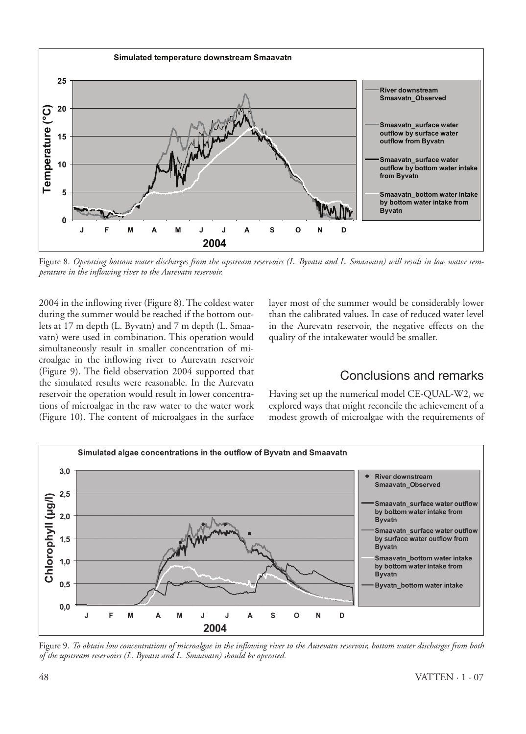Figure 8. *Operating bottom water discharges from the upstream reservoirs (L. Byvatn and L. Smaavatn) will result in low water temperature in the inflowing river to the Aurevatn reservoir.*

2004 in the inflowing river (Figure 8). The coldest water during the summer would be reached if the bottom outlets at 17 m depth (L. Byvatn) and 7 m depth (L. Smaavatn) were used in combination. This operation would simultaneously result in smaller concentration of microalgae in the inflowing river to Aurevatn reservoir (Figure 9). The field observation 2004 supported that the simulated results were reasonable. In the Aurevatn reservoir the operation would result in lower concentrations of microalgae in the raw water to the water work (Figure 10). The content of microalgaes in the surface layer most of the summer would be considerably lower than the calibrated values. In case of reduced water level in the Aurevatn reservoir, the negative effects on the quality of the intakewater would be smaller.

## Conclusions and remarks

Having set up the numerical model CE-QUAL-W2, we explored ways that might reconcile the achievement of a modest growth of microalgae with the requirements of

Figure 9. *To obtain low concentrations of microalgae in the inflowing river to the Aurevatn reservoir, bottom water discharges from both of the upstream reservoirs (L. Byvatn and L. Smaavatn) should be operated.*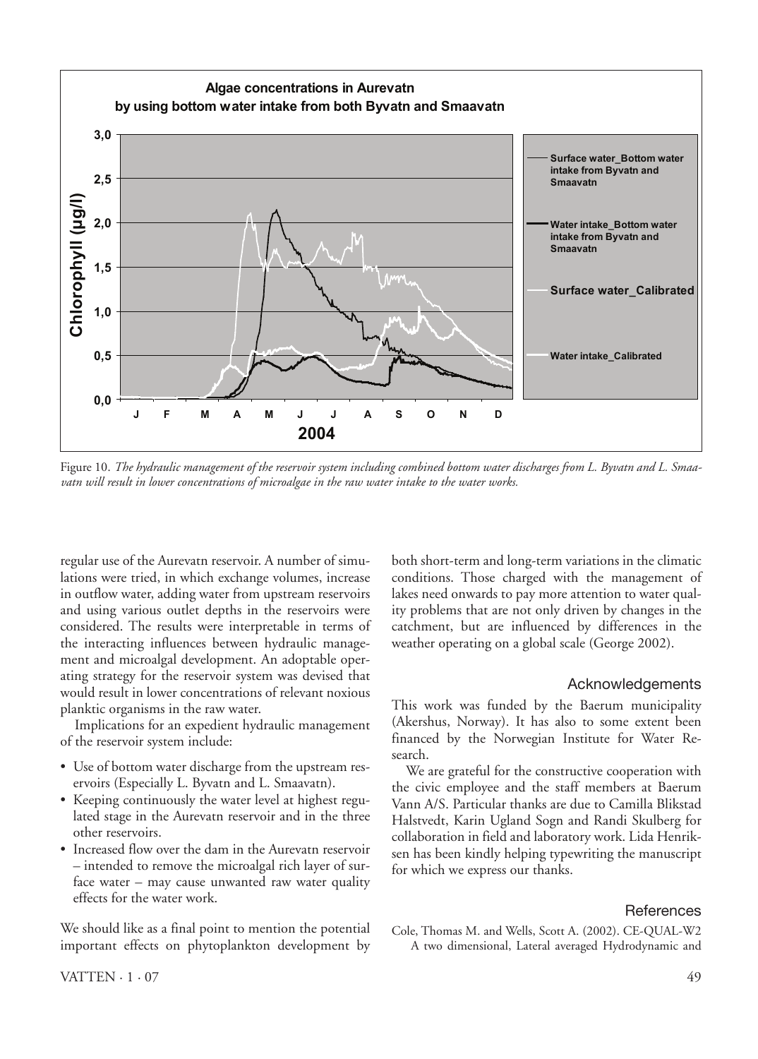Figure 10. *The hydraulic management of the reservoir system including combined bottom water discharges from L. Byvatn and L. Smaavatn will result in lower concentrations of microalgae in the raw water intake to the water works.*

regular use of the Aurevatn reservoir. A number of simulations were tried, in which exchange volumes, increase in outflow water, adding water from upstream reservoirs and using various outlet depths in the reservoirs were considered. The results were interpretable in terms of the interacting influences between hydraulic management and microalgal development. An adoptable operating strategy for the reservoir system was devised that would result in lower concentrations of relevant noxious planktic organisms in the raw water.

Implications for an expedient hydraulic management of the reservoir system include:

- Use of bottom water discharge from the upstream reservoirs (Especially L. Byvatn and L. Smaavatn).
- Keeping continuously the water level at highest regulated stage in the Aurevatn reservoir and in the three other reservoirs.
- Increased flow over the dam in the Aurevatn reservoir – intended to remove the microalgal rich layer of surface water – may cause unwanted raw water quality effects for the water work.

We should like as a final point to mention the potential important effects on phytoplankton development by both short-term and long-term variations in the climatic conditions. Those charged with the management of lakes need onwards to pay more attention to water quality problems that are not only driven by changes in the catchment, but are influenced by differences in the weather operating on a global scale (George 2002).

## Acknowledgements

This work was funded by the Baerum municipality (Akershus, Norway). It has also to some extent been financed by the Norwegian Institute for Water Research.

We are grateful for the constructive cooperation with the civic employee and the staff members at Baerum Vann A/S. Particular thanks are due to Camilla Blikstad Halstvedt, Karin Ugland Sogn and Randi Skulberg for collaboration in field and laboratory work. Lida Henriksen has been kindly helping typewriting the manuscript for which we express our thanks.

## References

Cole, Thomas M. and Wells, Scott A. (2002). CE-QUAL-W2 A two dimensional, Lateral averaged Hydrodynamic and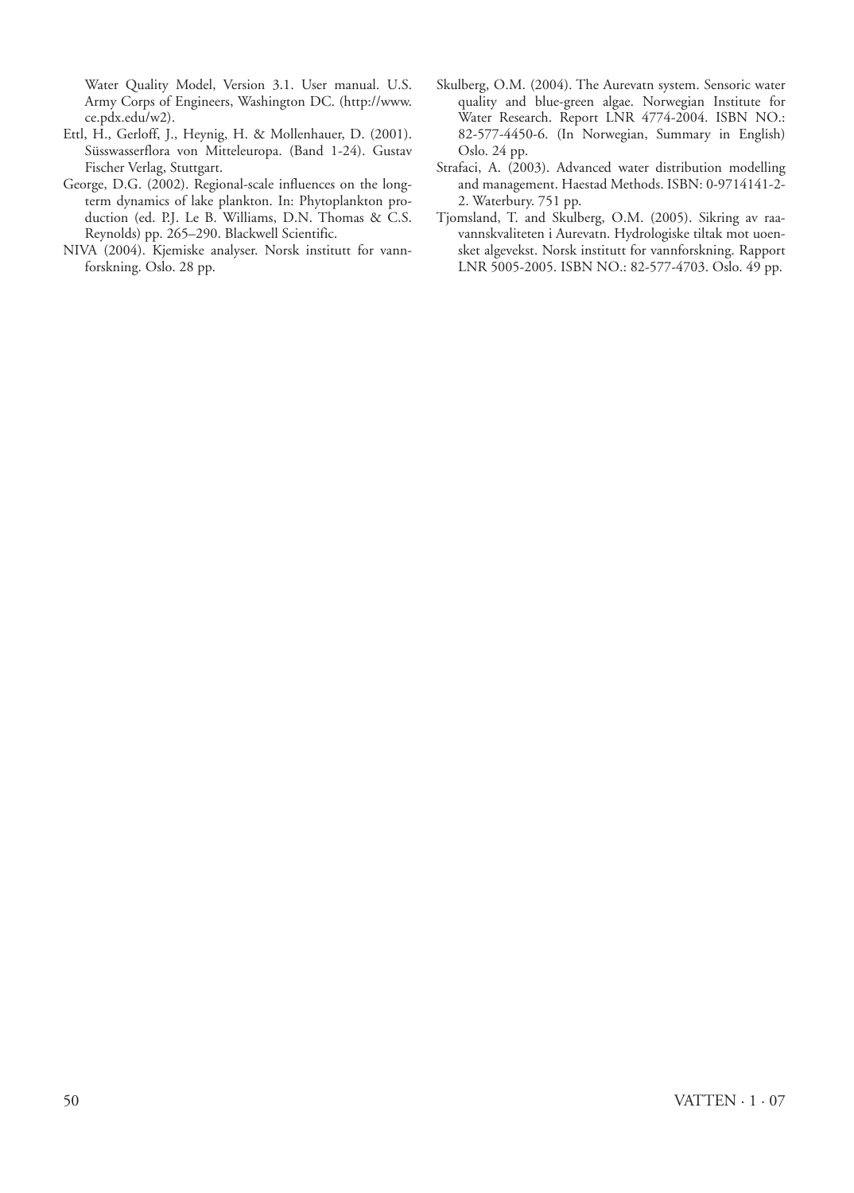Water Quality Model, Version 3.1. User manual. U.S. Army Corps of Engineers, Washington DC. (http://www.ce.pdx.edu/w2).

Ettl, H., Gerloff, J., Heynig, H. & Mollenhauer, D. (2001). Süsswasserflora von Mitteleuropa. (Band 1-24). Gustav Fischer Verlag, Stuttgart.

George, D.G. (2002). Regional-scale influences on the long-term dynamics of lake plankton. In: Phytoplankton production (ed. P.J. Le B. Williams, D.N. Thomas & C.S. Reynolds) pp. 265–290. Blackwell Scientific.

NIVA (2004). Kjemiske analyser. Norsk institutt for vannforskning. Oslo. 28 pp.

Skulberg, O.M. (2004). The Aurevatn system. Sensoric water quality and blue-green algae. Norwegian Institute for Water Research. Report LNR 4774-2004. ISBN NO.: 82-577-4450-6. (In Norwegian, Summary in English) Oslo. 24 pp.

Strafaci, A. (2003). Advanced water distribution modelling and management. Haestad Methods. ISBN: 0-9714141-2-2. Waterbury. 751 pp.

Tjomsland, T. and Skulberg, O.M. (2005). Sikring av raavannskvaliteten i Aurevatn. Hydrologiske tiltak mot uønsket algevekst. Norsk institutt for vannforskning. Rapport LNR 5005-2005. ISBN NO.: 82-577-4703. Oslo. 49 pp.